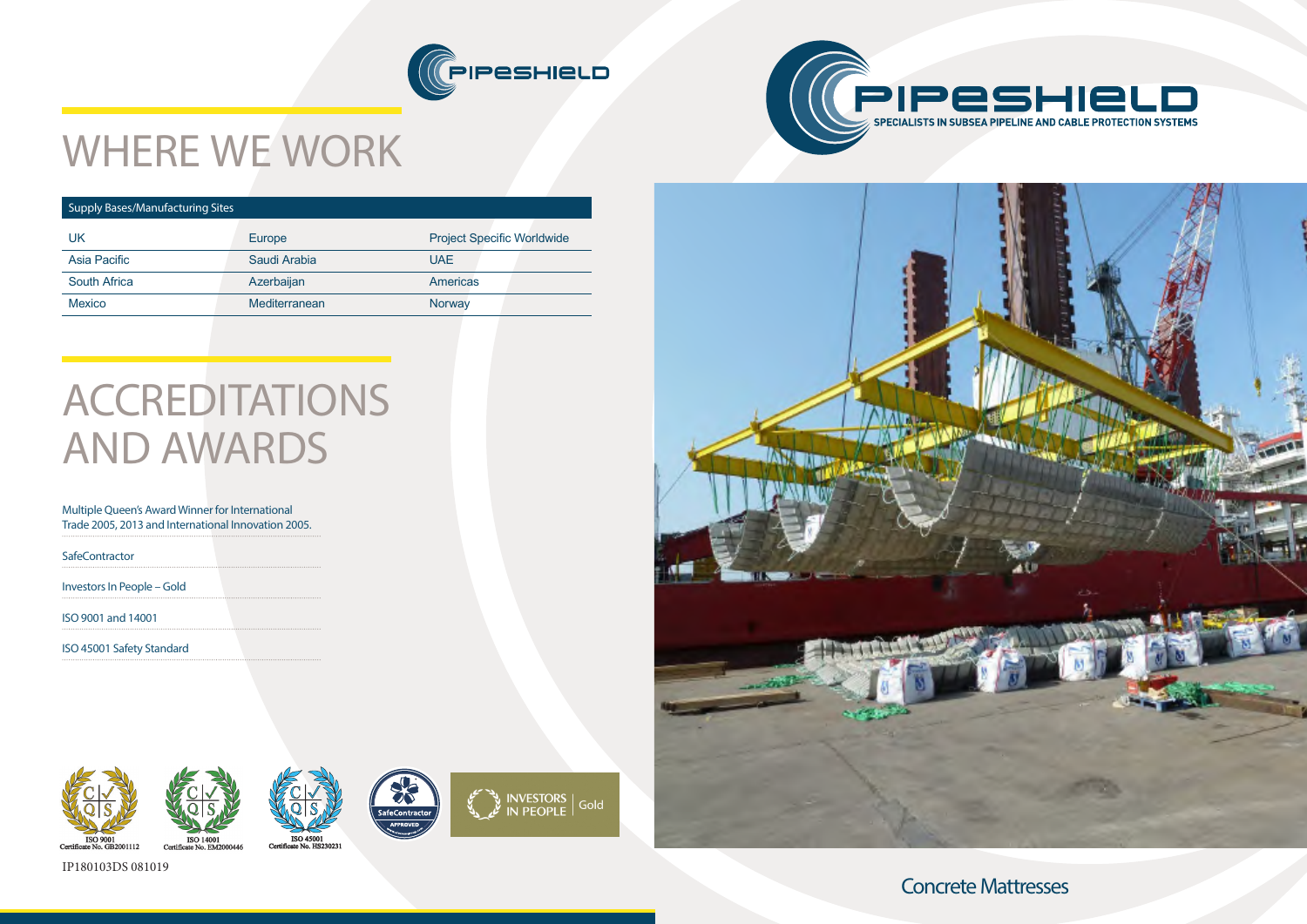# WHERE WE WORK

| Supply Bases/Manufacturing Sites | | |
|---|---|---|
| UK | Europe | Project Specific Worldwide |
| Asia Pacific | Saudi Arabia | UAE |
| South Africa | Azerbaijan | Americas |
| Mexico | Mediterranean | Norway |

# ACCREDITATIONS AND AWARDS

Multiple Queen's Award Winner for International Trade 2005, 2013 and International Innovation 2005.

SafeContractor

Investors In People – Gold

ISO 9001 and 14001

ISO 45001 Safety Standard

ISO 9001 Certificate No. GB2001112

ISO 14001 Certificate No. EM2000446

ISO 45001 Certificate No. HS230231

SafeContractor APPROVED

INVESTORS IN PEOPLE | Gold

IP180103DS 081019

PIPESHIELD

SPECIALISTS IN SUBSEA PIPELINE AND CABLE PROTECTION SYSTEMS

Concrete Mattresses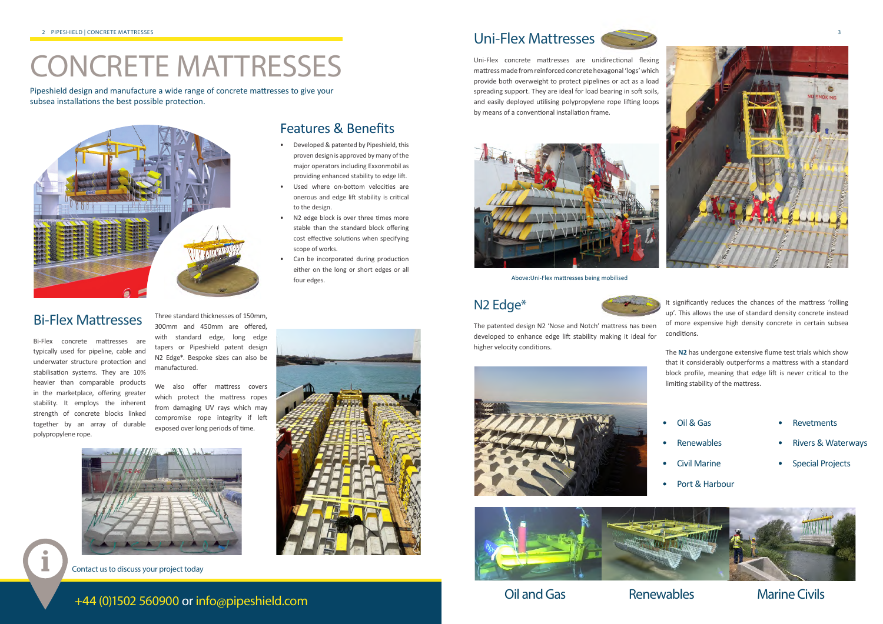# CONCRETE MATTRESSES

Pipeshield design and manufacture a wide range of concrete mattresses to give your subsea installations the best possible protection.

## Features & Benefits

- Developed & patented by Pipeshield, this proven design is approved by many of the major operators including Exxonmobil as providing enhanced stability to edge lift.
- Used where on-bottom velocities are onerous and edge lift stability is critical to the design.
- N2 edge block is over three times more stable than the standard block offering cost effective solutions when specifying scope of works.
- Can be incorporated during production either on the long or short edges or all four edges.

## Bi-Flex Mattresses

Bi-Flex concrete mattresses are typically used for pipeline, cable and underwater structure protection and stabilisation systems. They are 10% heavier than comparable products in the marketplace, offering greater stability. It employs the inherent strength of concrete blocks linked together by an array of durable polypropylene rope.

Three standard thicknesses of 150mm, 300mm and 450mm are offered, with standard edge, long edge tapers or Pipeshield patent design N2 Edge*. Bespoke sizes can also be manufactured.

We also offer mattress covers which protect the mattress ropes from damaging UV rays which may compromise rope integrity if left exposed over long periods of time.

Contact us to discuss your project today

+44 (0)1502 560900 or info@pipeshield.com

## Uni-Flex Mattresses

Uni-Flex concrete mattresses are unidirectional flexing mattress made from reinforced concrete hexagonal 'logs' which provide both overweight to protect pipelines or act as a load spreading support. They are ideal for load bearing in soft soils, and easily deployed utilising polypropylene rope lifting loops by means of a conventional installation frame.

Above:Uni-Flex mattresses being mobilised

## N2 Edge*

The patented design N2 'Nose and Notch' mattress has been developed to enhance edge lift stability making it ideal for higher velocity conditions.

It significantly reduces the chances of the mattress 'rolling up'. This allows the use of standard density concrete instead of more expensive high density concrete in certain subsea conditions.

The **N2** has undergone extensive flume test trials which show that it considerably outperforms a mattress with a standard block profile, meaning that edge lift is never critical to the limiting stability of the mattress.

- Oil & Gas
- Renewables
- Civil Marine
- Port & Harbour
- Revetments
- Rivers & Waterways
- Special Projects

Oil and Gas

Renewables

Marine Civils